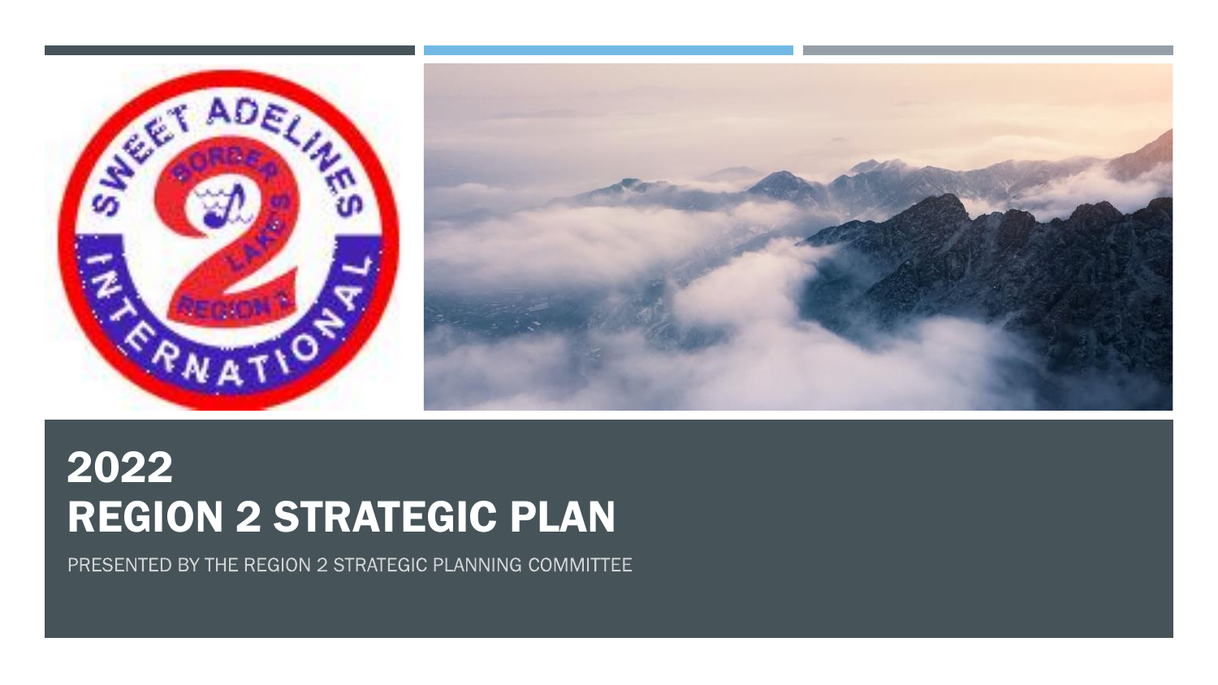# 2022 REGION 2 STRATEGIC PLAN

PRESENTED BY THE REGION 2 STRATEGIC PLANNING COMMITTEE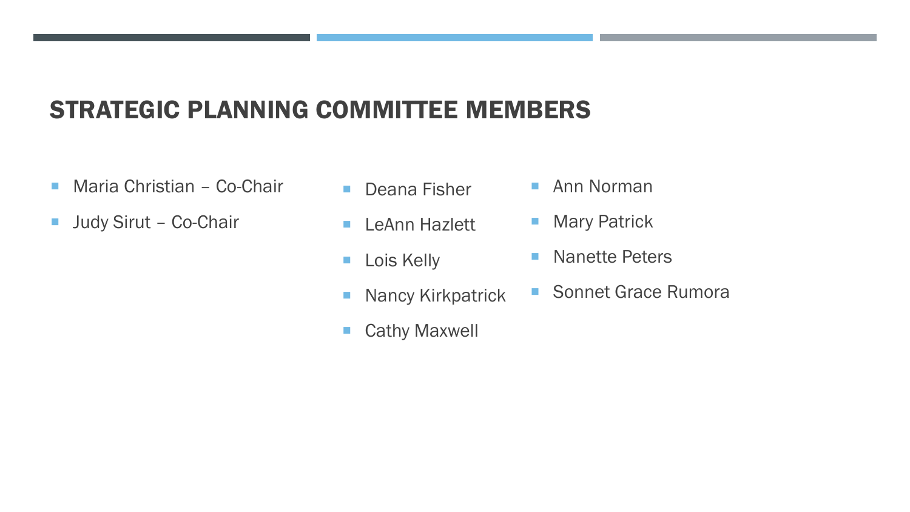## STRATEGIC PLANNING COMMITTEE MEMBERS

- Maria Christian – Co-Chair
- Judy Sirut – Co-Chair

- Deana Fisher
- LeAnn Hazlett
- Lois Kelly
- Nancy Kirkpatrick
- Cathy Maxwell

- Ann Norman
- Mary Patrick
- Nanette Peters
- Sonnet Grace Rumora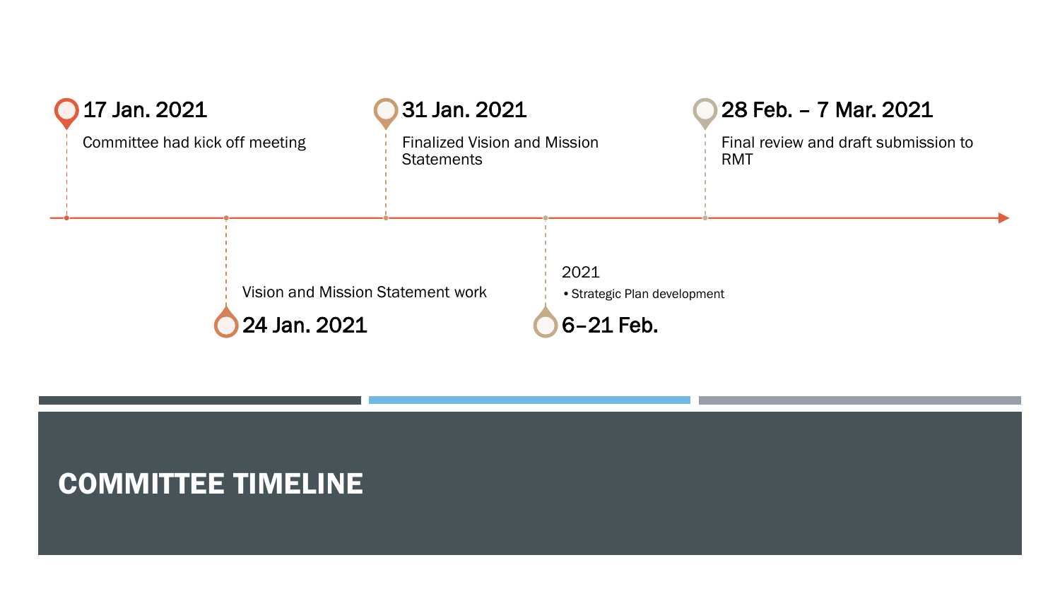# COMMITTEE TIMELINE

**17 Jan. 2021**
Committee had kick off meeting

**24 Jan. 2021**
Vision and Mission Statement work

**31 Jan. 2021**
Finalized Vision and Mission Statements

**6–21 Feb. 2021**
- Strategic Plan development

**28 Feb. – 7 Mar. 2021**
Final review and draft submission to RMT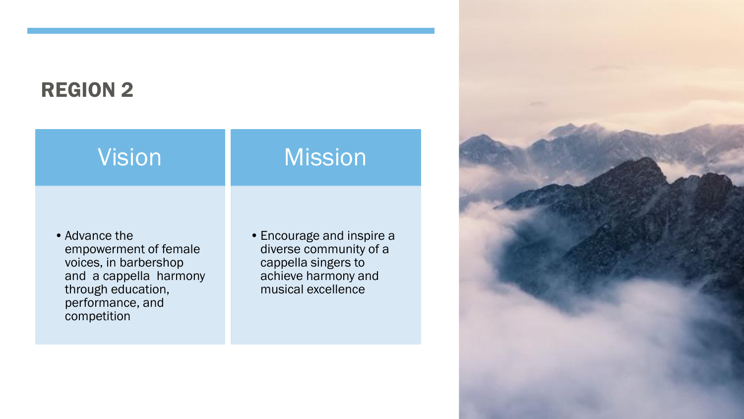# REGION 2

## Vision

- Advance the empowerment of female voices, in barbershop and a cappella harmony through education, performance, and competition

## Mission

- Encourage and inspire a diverse community of a cappella singers to achieve harmony and musical excellence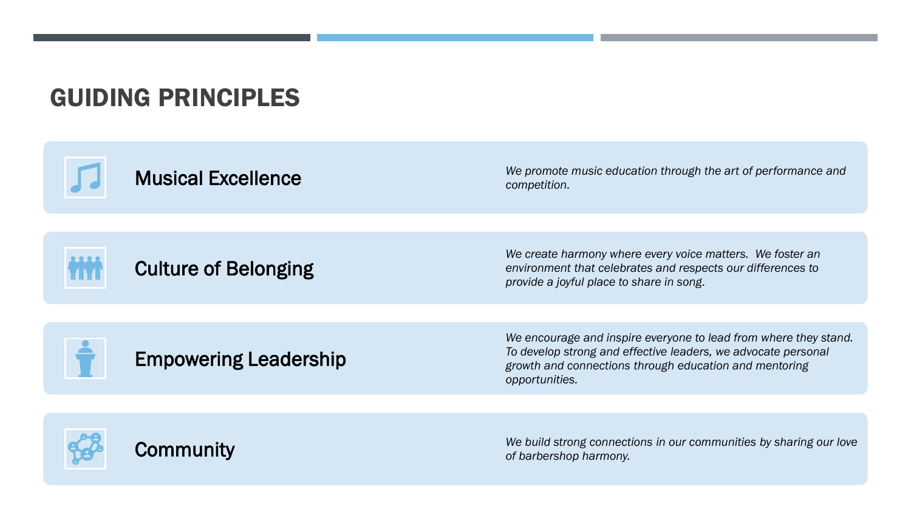# GUIDING PRINCIPLES

## Musical Excellence

*We promote music education through the art of performance and competition.*

## Culture of Belonging

*We create harmony where every voice matters. We foster an environment that celebrates and respects our differences to provide a joyful place to share in song.*

## Empowering Leadership

*We encourage and inspire everyone to lead from where they stand. To develop strong and effective leaders, we advocate personal growth and connections through education and mentoring opportunities.*

## Community

*We build strong connections in our communities by sharing our love of barbershop harmony.*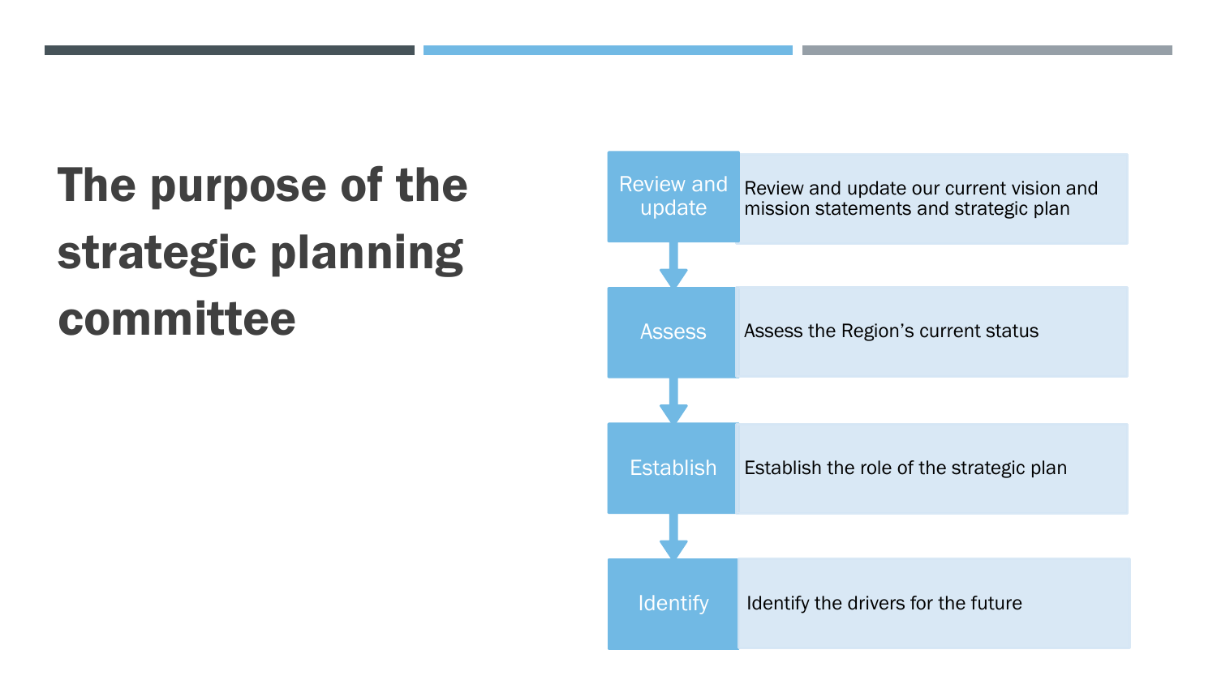# The purpose of the strategic planning committee

- **Review and update**: Review and update our current vision and mission statements and strategic plan
- **Assess**: Assess the Region’s current status
- **Establish**: Establish the role of the strategic plan
- **Identify**: Identify the drivers for the future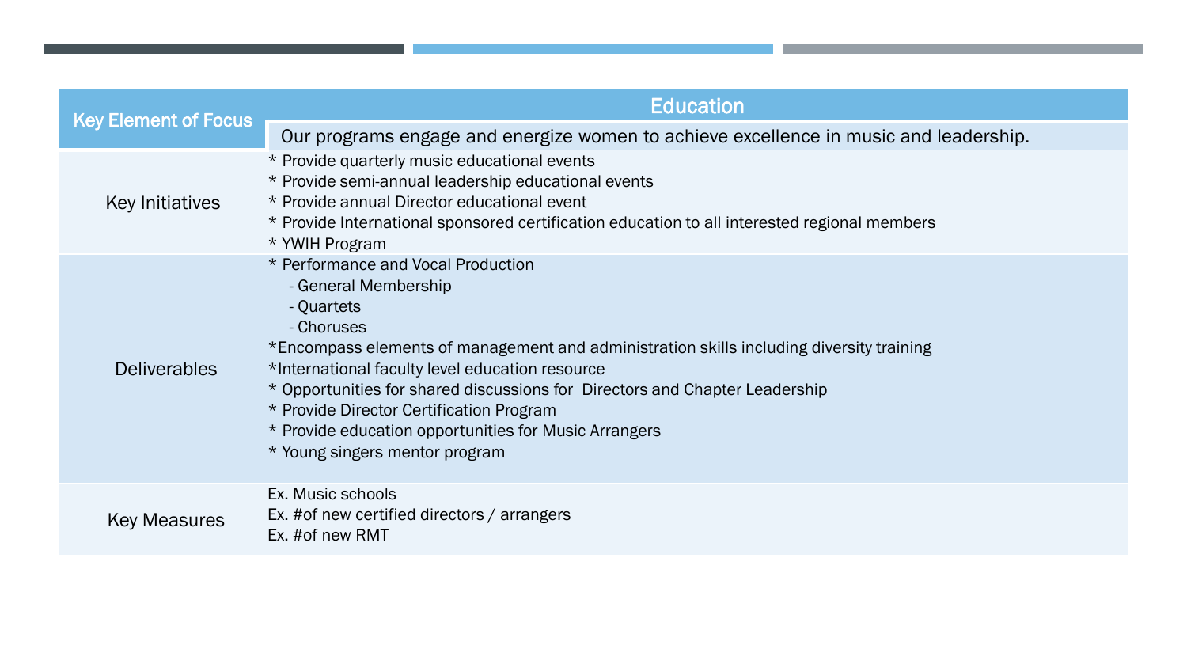| Key Element of Focus | Education<br>Our programs engage and energize women to achieve excellence in music and leadership. |
|---|---|
| Key Initiatives | * Provide quarterly music educational events<br>* Provide semi-annual leadership educational events<br>* Provide annual Director educational event<br>* Provide International sponsored certification education to all interested regional members<br>* YWIH Program |
| Deliverables | * Performance and Vocal Production<br>- General Membership<br>- Quartets<br>- Choruses<br>*Encompass elements of management and administration skills including diversity training<br>*International faculty level education resource<br>* Opportunities for shared discussions for Directors and Chapter Leadership<br>* Provide Director Certification Program<br>* Provide education opportunities for Music Arrangers<br>* Young singers mentor program |
| Key Measures | Ex. Music schools<br>Ex. #of new certified directors / arrangers<br>Ex. #of new RMT |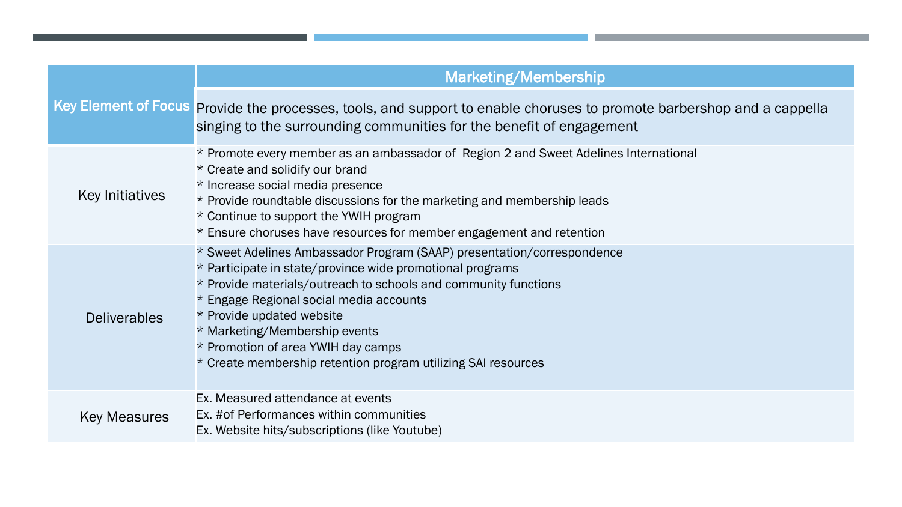| Key Element of Focus | Marketing/Membership<br>Provide the processes, tools, and support to enable choruses to promote barbershop and a cappella singing to the surrounding communities for the benefit of engagement |
|---|---|
| Key Initiatives | * Promote every member as an ambassador of  Region 2 and Sweet Adelines International<br>* Create and solidify our brand<br>* Increase social media presence<br>* Provide roundtable discussions for the marketing and membership leads<br>* Continue to support the YWIH program<br>* Ensure choruses have resources for member engagement and retention |
| Deliverables | * Sweet Adelines Ambassador Program (SAAP) presentation/correspondence<br>* Participate in state/province wide promotional programs<br>* Provide materials/outreach to schools and community functions<br>* Engage Regional social media accounts<br>* Provide updated website<br>* Marketing/Membership events<br>* Promotion of area YWIH day camps<br>* Create membership retention program utilizing SAI resources |
| Key Measures | Ex. Measured attendance at events<br>Ex. #of Performances within communities<br>Ex. Website hits/subscriptions (like Youtube) |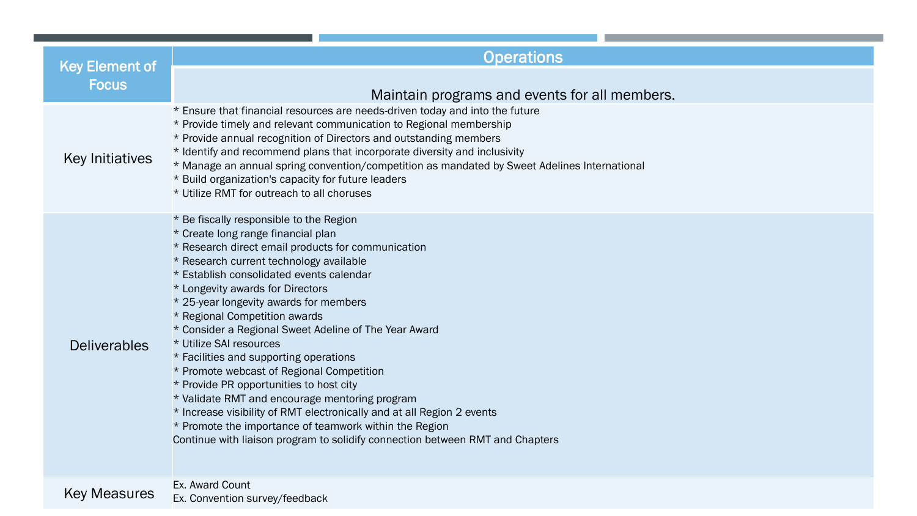| Key Element of Focus | Operations<br><br>Maintain programs and events for all members. |
|---|---|
| Key Initiatives | * Ensure that financial resources are needs-driven today and into the future<br>* Provide timely and relevant communication to Regional membership<br>* Provide annual recognition of Directors and outstanding members<br>* Identify and recommend plans that incorporate diversity and inclusivity<br>* Manage an annual spring convention/competition as mandated by Sweet Adelines International<br>* Build organization's capacity for future leaders<br>* Utilize RMT for outreach to all choruses |
| Deliverables | * Be fiscally responsible to the Region<br>* Create long range financial plan<br>* Research direct email products for communication<br>* Research current technology available<br>* Establish consolidated events calendar<br>* Longevity awards for Directors<br>* 25-year longevity awards for members<br>* Regional Competition awards<br>* Consider a Regional Sweet Adeline of The Year Award<br>* Utilize SAI resources<br>* Facilities and supporting operations<br>* Promote webcast of Regional Competition<br>* Provide PR opportunities to host city<br>* Validate RMT and encourage mentoring program<br>* Increase visibility of RMT electronically and at all Region 2 events<br>* Promote the importance of teamwork within the Region<br>Continue with liaison program to solidify connection between RMT and Chapters |
| Key Measures | Ex. Award Count<br>Ex. Convention survey/feedback |